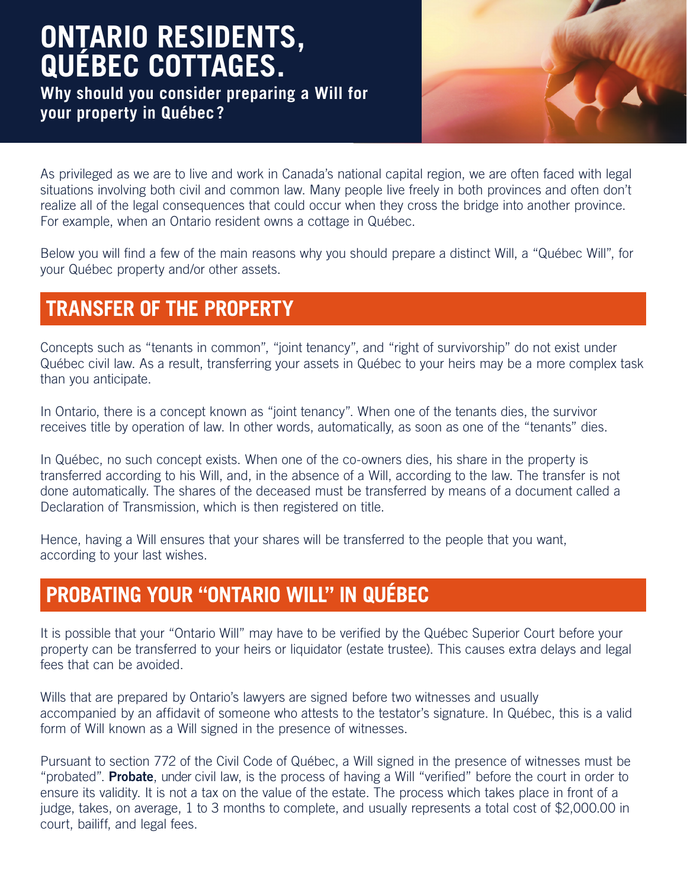# ONTARIO RESIDENTS, QUÉBEC COTTAGES.

**Why should you consider preparing a Will for your property in Québec?**

As privileged as we are to live and work in Canada's national capital region, we are often faced with legal situations involving both civil and common law. Many people live freely in both provinces and often don't realize all of the legal consequences that could occur when they cross the bridge into another province. For example, when an Ontario resident owns a cottage in Québec.

Below you will find a few of the main reasons why you should prepare a distinct Will, a "Québec Will", for your Québec property and/or other assets.

## TRANSFER OF THE PROPERTY

Concepts such as "tenants in common", "joint tenancy", and "right of survivorship" do not exist under Québec civil law. As a result, transferring your assets in Québec to your heirs may be a more complex task than you anticipate.

In Ontario, there is a concept known as "joint tenancy". When one of the tenants dies, the survivor receives title by operation of law. In other words, automatically, as soon as one of the "tenants" dies.

In Québec, no such concept exists. When one of the co-owners dies, his share in the property is transferred according to his Will, and, in the absence of a Will, according to the law. The transfer is not done automatically. The shares of the deceased must be transferred by means of a document called a Declaration of Transmission, which is then registered on title.

Hence, having a Will ensures that your shares will be transferred to the people that you want, according to your last wishes.

## PROBATING YOUR "ONTARIO WILL" IN QUÉBEC

It is possible that your "Ontario Will" may have to be verified by the Québec Superior Court before your property can be transferred to your heirs or liquidator (estate trustee). This causes extra delays and legal fees that can be avoided.

Wills that are prepared by Ontario's lawyers are signed before two witnesses and usually accompanied by an affidavit of someone who attests to the testator's signature. In Québec, this is a valid form of Will known as a Will signed in the presence of witnesses.

Pursuant to section 772 of the Civil Code of Québec, a Will signed in the presence of witnesses must be "probated". **Probate**, under civil law, is the process of having a Will "verified" before the court in order to ensure its validity. It is not a tax on the value of the estate. The process which takes place in front of a judge, takes, on average, 1 to 3 months to complete, and usually represents a total cost of $2,000.00 in court, bailiff, and legal fees.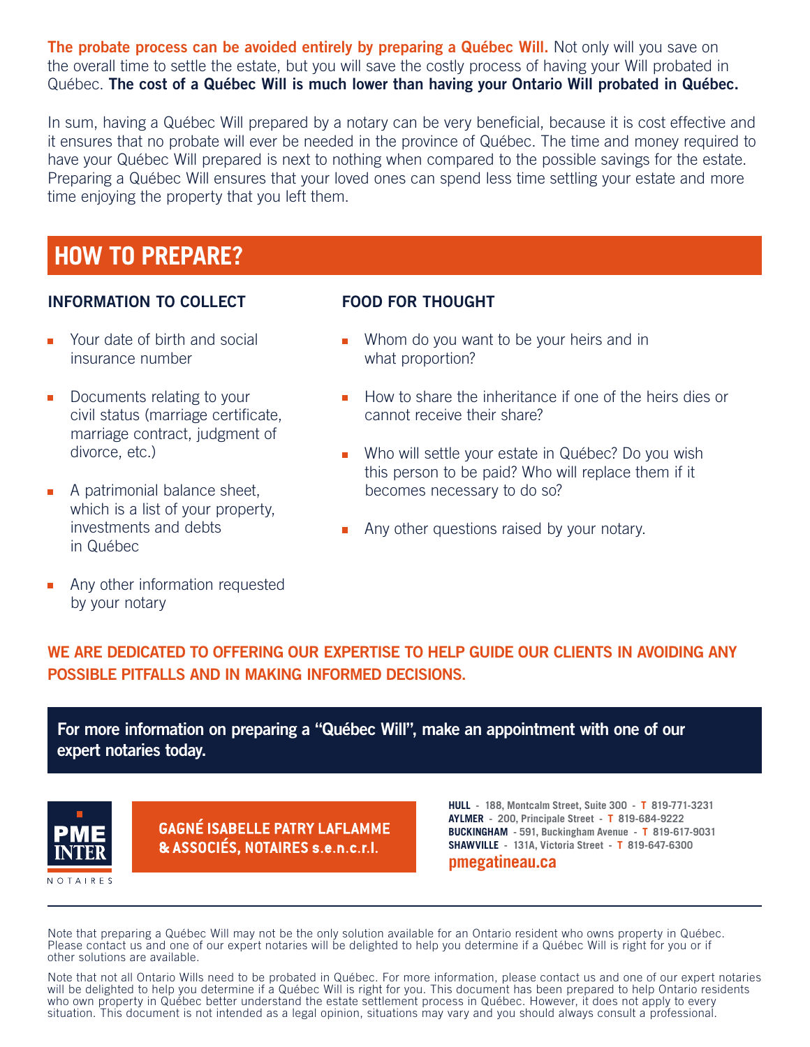**The probate process can be avoided entirely by preparing a Québec Will.** Not only will you save on the overall time to settle the estate, but you will save the costly process of having your Will probated in Québec. **The cost of a Québec Will is much lower than having your Ontario Will probated in Québec.**

In sum, having a Québec Will prepared by a notary can be very beneficial, because it is cost effective and it ensures that no probate will ever be needed in the province of Québec. The time and money required to have your Québec Will prepared is next to nothing when compared to the possible savings for the estate. Preparing a Québec Will ensures that your loved ones can spend less time settling your estate and more time enjoying the property that you left them.

## HOW TO PREPARE?

### INFORMATION TO COLLECT

- Your date of birth and social insurance number
- Documents relating to your civil status (marriage certificate, marriage contract, judgment of divorce, etc.)
- A patrimonial balance sheet, which is a list of your property, investments and debts in Québec
- Any other information requested by your notary

### FOOD FOR THOUGHT

- Whom do you want to be your heirs and in what proportion?
- How to share the inheritance if one of the heirs dies or cannot receive their share?
- Who will settle your estate in Québec? Do you wish this person to be paid? Who will replace them if it becomes necessary to do so?
- Any other questions raised by your notary.

**WE ARE DEDICATED TO OFFERING OUR EXPERTISE TO HELP GUIDE OUR CLIENTS IN AVOIDING ANY POSSIBLE PITFALLS AND IN MAKING INFORMED DECISIONS.**

**For more information on preparing a "Québec Will", make an appointment with one of our expert notaries today.**

PME INTER NOTAIRES

**GAGNÉ ISABELLE PATRY LAFLAMME & ASSOCIÉS, NOTAIRES s.e.n.c.r.l.**

**HULL** - 188, Montcalm Street, Suite 300 - **T** 819-771-3231
**AYLMER** - 200, Principale Street - **T** 819-684-9222
**BUCKINGHAM** - 591, Buckingham Avenue - **T** 819-617-9031
**SHAWVILLE** - 131A, Victoria Street - **T** 819-647-6300

**pmegatineau.ca**

Note that preparing a Québec Will may not be the only solution available for an Ontario resident who owns property in Québec. Please contact us and one of our expert notaries will be delighted to help you determine if a Québec Will is right for you or if other solutions are available.

Note that not all Ontario Wills need to be probated in Québec. For more information, please contact us and one of our expert notaries will be delighted to help you determine if a Québec Will is right for you. This document has been prepared to help Ontario residents who own property in Québec better understand the estate settlement process in Québec. However, it does not apply to every situation. This document is not intended as a legal opinion, situations may vary and you should always consult a professional.